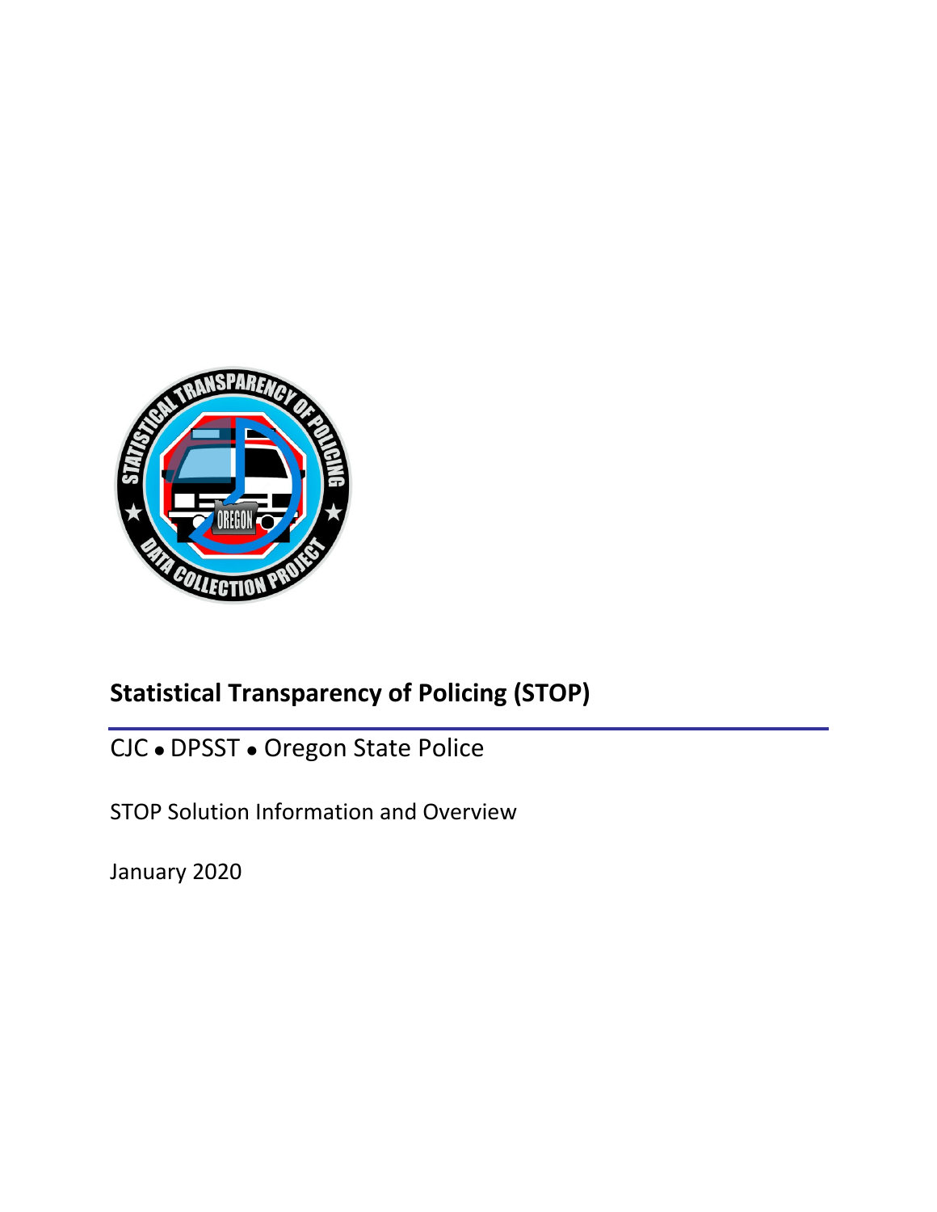# Statistical Transparency of Policing (STOP)

CJC • DPSST • Oregon State Police

STOP Solution Information and Overview

January 2020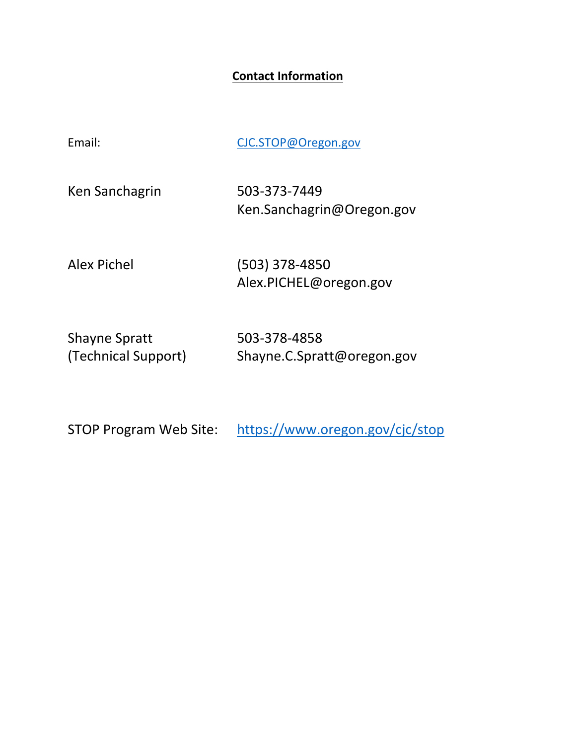## Contact Information

| | |
|---|---|
| Email: | CJC.STOP@Oregon.gov |
| Ken Sanchagrin | 503-373-7449<br>Ken.Sanchagrin@Oregon.gov |
| Alex Pichel | (503) 378-4850<br>Alex.PICHEL@oregon.gov |
| Shayne Spratt<br>(Technical Support) | 503-378-4858<br>Shayne.C.Spratt@oregon.gov |
| STOP Program Web Site: | https://www.oregon.gov/cjc/stop |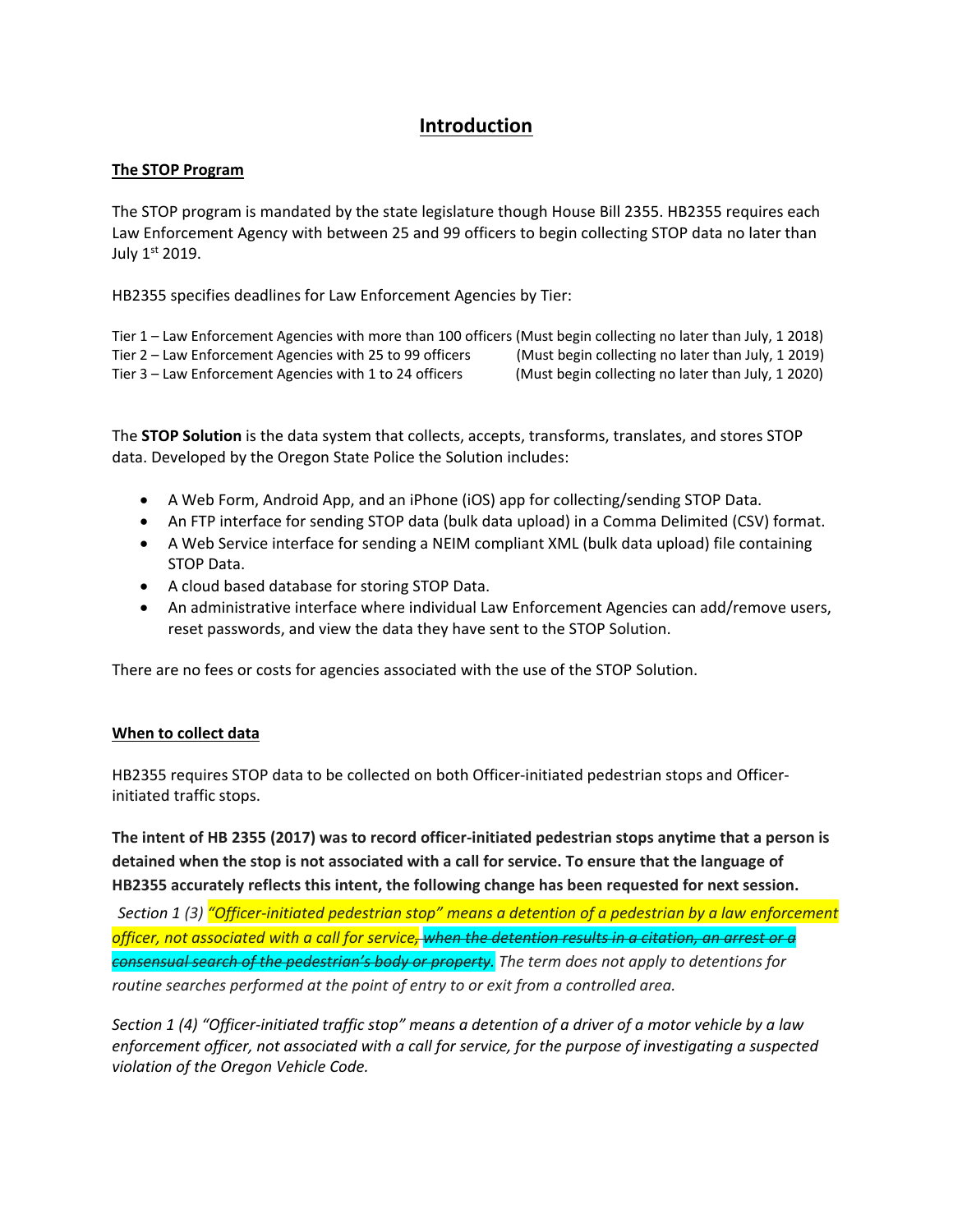# Introduction

## The STOP Program

The STOP program is mandated by the state legislature though House Bill 2355. HB2355 requires each Law Enforcement Agency with between 25 and 99 officers to begin collecting STOP data no later than July 1st 2019.

HB2355 specifies deadlines for Law Enforcement Agencies by Tier:

Tier 1 – Law Enforcement Agencies with more than 100 officers (Must begin collecting no later than July, 1 2018)
Tier 2 – Law Enforcement Agencies with 25 to 99 officers (Must begin collecting no later than July, 1 2019)
Tier 3 – Law Enforcement Agencies with 1 to 24 officers (Must begin collecting no later than July, 1 2020)

The **STOP Solution** is the data system that collects, accepts, transforms, translates, and stores STOP data. Developed by the Oregon State Police the Solution includes:

- A Web Form, Android App, and an iPhone (iOS) app for collecting/sending STOP Data.
- An FTP interface for sending STOP data (bulk data upload) in a Comma Delimited (CSV) format.
- A Web Service interface for sending a NEIM compliant XML (bulk data upload) file containing STOP Data.
- A cloud based database for storing STOP Data.
- An administrative interface where individual Law Enforcement Agencies can add/remove users, reset passwords, and view the data they have sent to the STOP Solution.

There are no fees or costs for agencies associated with the use of the STOP Solution.

## When to collect data

HB2355 requires STOP data to be collected on both Officer-initiated pedestrian stops and Officer-initiated traffic stops.

**The intent of HB 2355 (2017) was to record officer-initiated pedestrian stops anytime that a person is detained when the stop is not associated with a call for service. To ensure that the language of HB2355 accurately reflects this intent, the following change has been requested for next session.**

*Section 1 (3) "Officer-initiated pedestrian stop" means a detention of a pedestrian by a law enforcement officer, not associated with a call for service~~, when the detention results in a citation, an arrest or a consensual search of the pedestrian's body or property~~. The term does not apply to detentions for routine searches performed at the point of entry to or exit from a controlled area.*

*Section 1 (4) "Officer-initiated traffic stop" means a detention of a driver of a motor vehicle by a law enforcement officer, not associated with a call for service, for the purpose of investigating a suspected violation of the Oregon Vehicle Code.*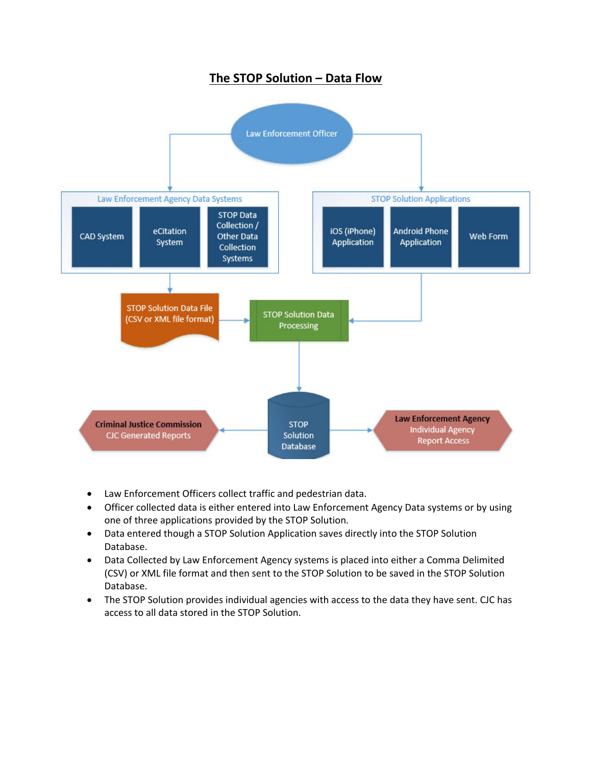# The STOP Solution – Data Flow

Law Enforcement Officer

Law Enforcement Agency Data Systems

CAD System

eCitation System

STOP Data Collection / Other Data Collection Systems

STOP Solution Applications

iOS (iPhone) Application

Android Phone Application

Web Form

STOP Solution Data File (CSV or XML file format)

STOP Solution Data Processing

STOP Solution Database

**Criminal Justice Commission**
CJC Generated Reports

**Law Enforcement Agency**
Individual Agency Report Access

- Law Enforcement Officers collect traffic and pedestrian data.
- Officer collected data is either entered into Law Enforcement Agency Data systems or by using one of three applications provided by the STOP Solution.
- Data entered though a STOP Solution Application saves directly into the STOP Solution Database.
- Data Collected by Law Enforcement Agency systems is placed into either a Comma Delimited (CSV) or XML file format and then sent to the STOP Solution to be saved in the STOP Solution Database.
- The STOP Solution provides individual agencies with access to the data they have sent. CJC has access to all data stored in the STOP Solution.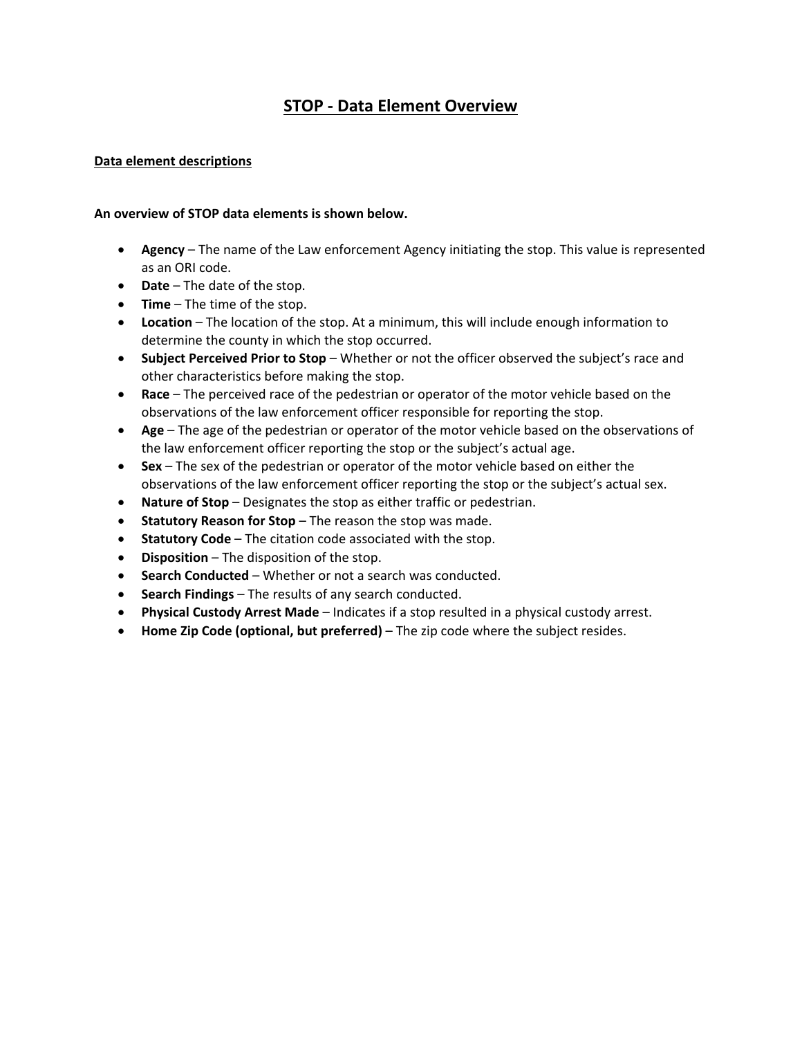# STOP - Data Element Overview

## Data element descriptions

**An overview of STOP data elements is shown below.**

- **Agency** – The name of the Law enforcement Agency initiating the stop. This value is represented as an ORI code.
- **Date** – The date of the stop.
- **Time** – The time of the stop.
- **Location** – The location of the stop. At a minimum, this will include enough information to determine the county in which the stop occurred.
- **Subject Perceived Prior to Stop** – Whether or not the officer observed the subject's race and other characteristics before making the stop.
- **Race** – The perceived race of the pedestrian or operator of the motor vehicle based on the observations of the law enforcement officer responsible for reporting the stop.
- **Age** – The age of the pedestrian or operator of the motor vehicle based on the observations of the law enforcement officer reporting the stop or the subject's actual age.
- **Sex** – The sex of the pedestrian or operator of the motor vehicle based on either the observations of the law enforcement officer reporting the stop or the subject's actual sex.
- **Nature of Stop** – Designates the stop as either traffic or pedestrian.
- **Statutory Reason for Stop** – The reason the stop was made.
- **Statutory Code** – The citation code associated with the stop.
- **Disposition** – The disposition of the stop.
- **Search Conducted** – Whether or not a search was conducted.
- **Search Findings** – The results of any search conducted.
- **Physical Custody Arrest Made** – Indicates if a stop resulted in a physical custody arrest.
- **Home Zip Code (optional, but preferred)** – The zip code where the subject resides.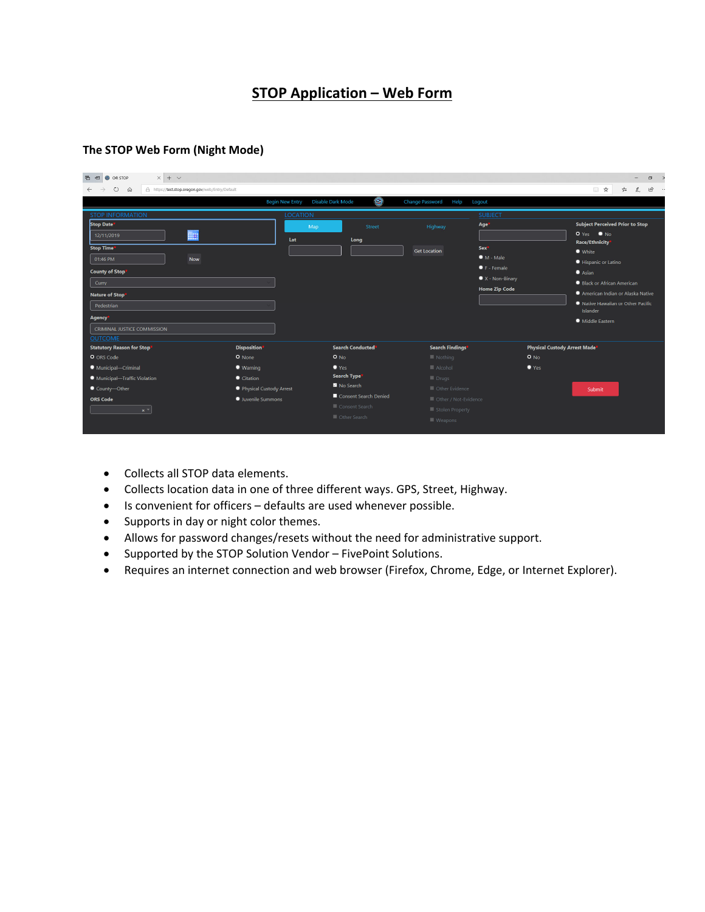# STOP Application – Web Form

## The STOP Web Form (Night Mode)

- Collects all STOP data elements.
- Collects location data in one of three different ways. GPS, Street, Highway.
- Is convenient for officers – defaults are used whenever possible.
- Supports in day or night color themes.
- Allows for password changes/resets without the need for administrative support.
- Supported by the STOP Solution Vendor – FivePoint Solutions.
- Requires an internet connection and web browser (Firefox, Chrome, Edge, or Internet Explorer).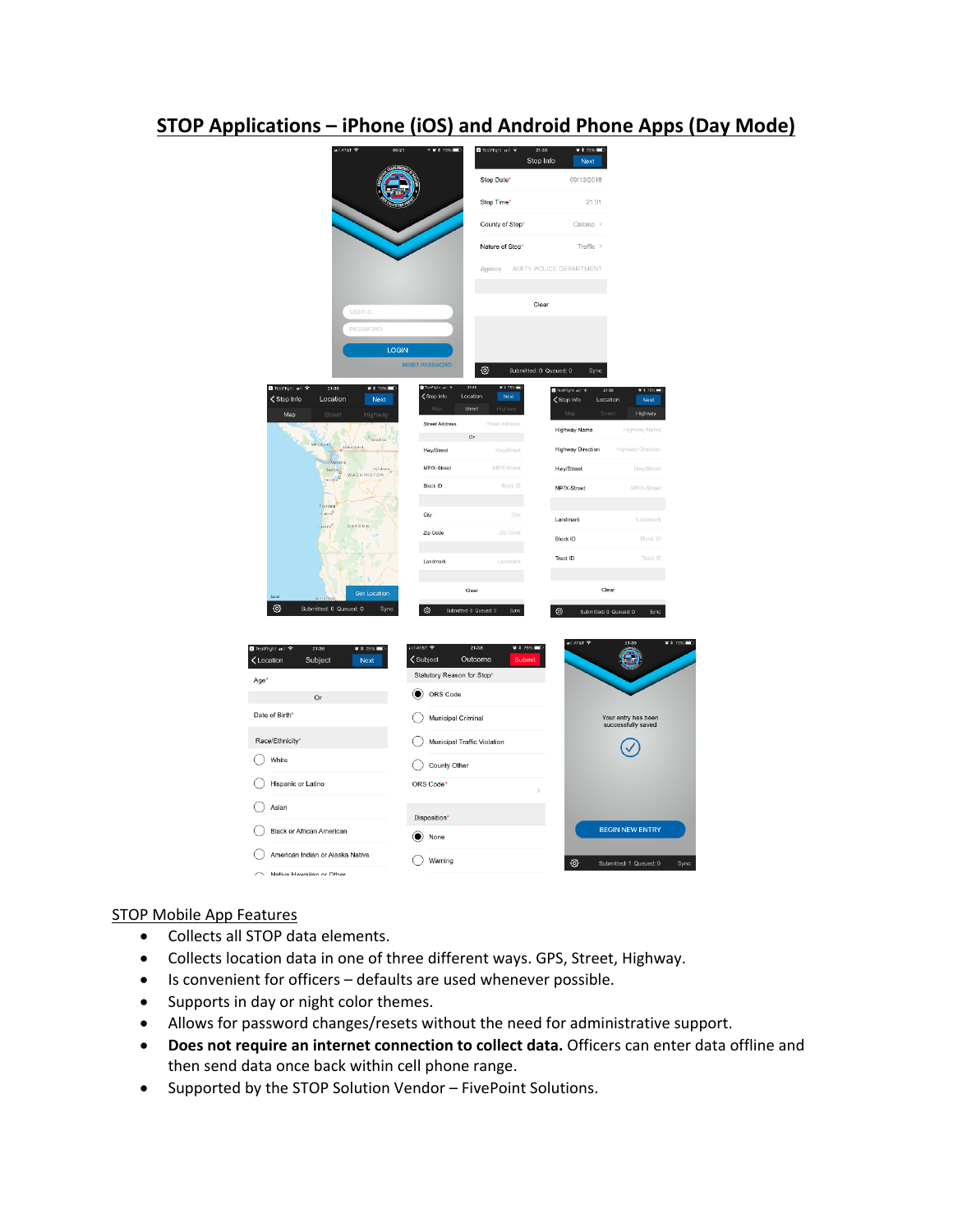# STOP Applications – iPhone (iOS) and Android Phone Apps (Day Mode)

## STOP Mobile App Features

- Collects all STOP data elements.
- Collects location data in one of three different ways. GPS, Street, Highway.
- Is convenient for officers – defaults are used whenever possible.
- Supports in day or night color themes.
- Allows for password changes/resets without the need for administrative support.
- **Does not require an internet connection to collect data.** Officers can enter data offline and then send data once back within cell phone range.
- Supported by the STOP Solution Vendor – FivePoint Solutions.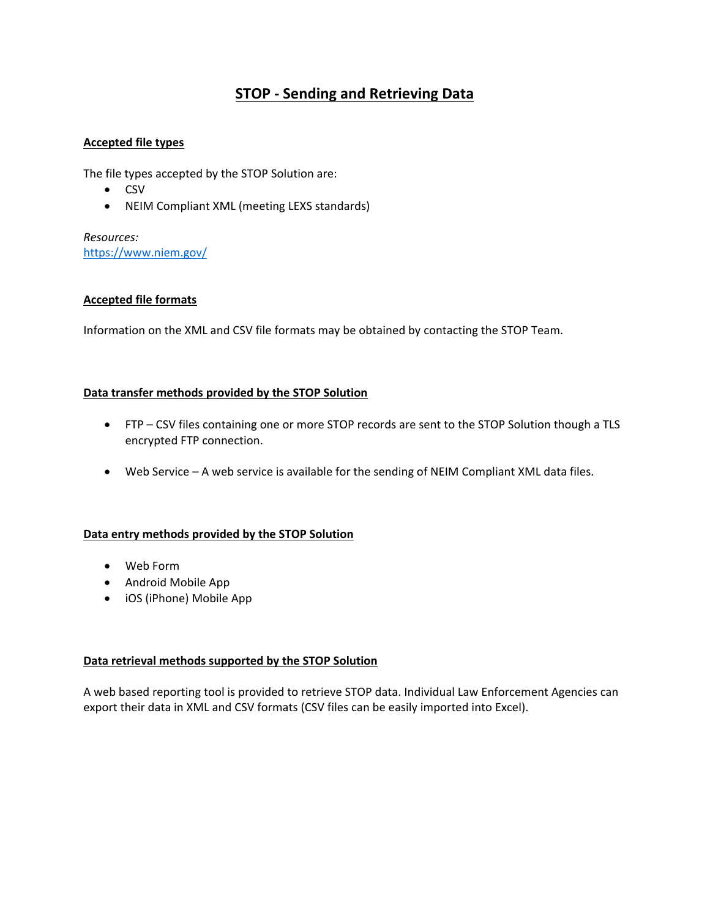# STOP - Sending and Retrieving Data

## Accepted file types

The file types accepted by the STOP Solution are:

- CSV
- NEIM Compliant XML (meeting LEXS standards)

*Resources:*
https://www.niem.gov/

## Accepted file formats

Information on the XML and CSV file formats may be obtained by contacting the STOP Team.

## Data transfer methods provided by the STOP Solution

- FTP – CSV files containing one or more STOP records are sent to the STOP Solution though a TLS encrypted FTP connection.
- Web Service – A web service is available for the sending of NEIM Compliant XML data files.

## Data entry methods provided by the STOP Solution

- Web Form
- Android Mobile App
- iOS (iPhone) Mobile App

## Data retrieval methods supported by the STOP Solution

A web based reporting tool is provided to retrieve STOP data. Individual Law Enforcement Agencies can export their data in XML and CSV formats (CSV files can be easily imported into Excel).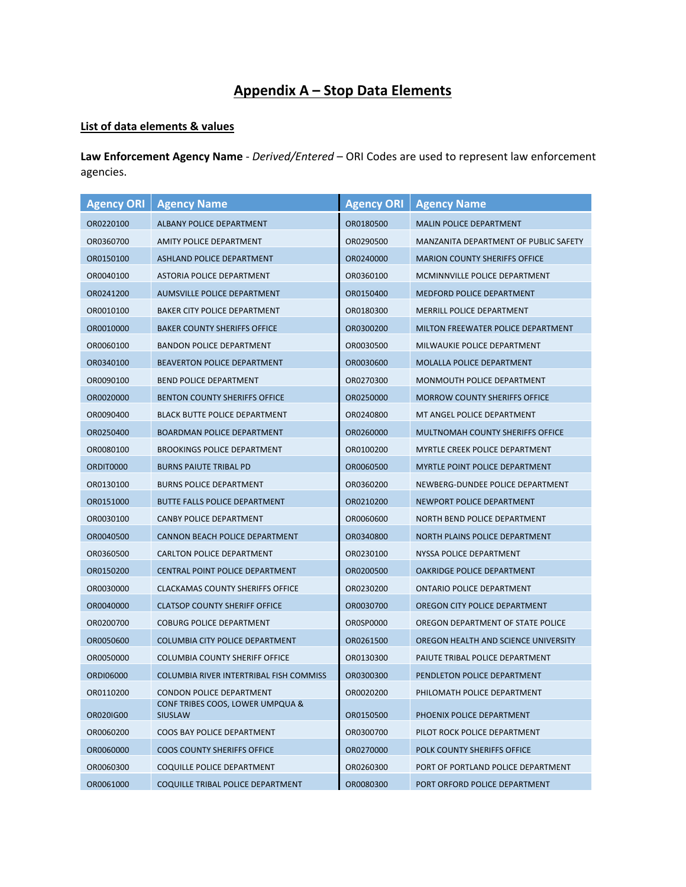# Appendix A – Stop Data Elements

## List of data elements & values

**Law Enforcement Agency Name** - *Derived/Entered* – ORI Codes are used to represent law enforcement agencies.

| Agency ORI | Agency Name | Agency ORI | Agency Name |
|---|---|---|---|
| OR0220100 | ALBANY POLICE DEPARTMENT | OR0180500 | MALIN POLICE DEPARTMENT |
| OR0360700 | AMITY POLICE DEPARTMENT | OR0290500 | MANZANITA DEPARTMENT OF PUBLIC SAFETY |
| OR0150100 | ASHLAND POLICE DEPARTMENT | OR0240000 | MARION COUNTY SHERIFFS OFFICE |
| OR0040100 | ASTORIA POLICE DEPARTMENT | OR0360100 | MCMINNVILLE POLICE DEPARTMENT |
| OR0241200 | AUMSVILLE POLICE DEPARTMENT | OR0150400 | MEDFORD POLICE DEPARTMENT |
| OR0010100 | BAKER CITY POLICE DEPARTMENT | OR0180300 | MERRILL POLICE DEPARTMENT |
| OR0010000 | BAKER COUNTY SHERIFFS OFFICE | OR0300200 | MILTON FREEWATER POLICE DEPARTMENT |
| OR0060100 | BANDON POLICE DEPARTMENT | OR0030500 | MILWAUKIE POLICE DEPARTMENT |
| OR0340100 | BEAVERTON POLICE DEPARTMENT | OR0030600 | MOLALLA POLICE DEPARTMENT |
| OR0090100 | BEND POLICE DEPARTMENT | OR0270300 | MONMOUTH POLICE DEPARTMENT |
| OR0020000 | BENTON COUNTY SHERIFFS OFFICE | OR0250000 | MORROW COUNTY SHERIFFS OFFICE |
| OR0090400 | BLACK BUTTE POLICE DEPARTMENT | OR0240800 | MT ANGEL POLICE DEPARTMENT |
| OR0250400 | BOARDMAN POLICE DEPARTMENT | OR0260000 | MULTNOMAH COUNTY SHERIFFS OFFICE |
| OR0080100 | BROOKINGS POLICE DEPARTMENT | OR0100200 | MYRTLE CREEK POLICE DEPARTMENT |
| ORDIT0000 | BURNS PAIUTE TRIBAL PD | OR0060500 | MYRTLE POINT POLICE DEPARTMENT |
| OR0130100 | BURNS POLICE DEPARTMENT | OR0360200 | NEWBERG-DUNDEE POLICE DEPARTMENT |
| OR0151000 | BUTTE FALLS POLICE DEPARTMENT | OR0210200 | NEWPORT POLICE DEPARTMENT |
| OR0030100 | CANBY POLICE DEPARTMENT | OR0060600 | NORTH BEND POLICE DEPARTMENT |
| OR0040500 | CANNON BEACH POLICE DEPARTMENT | OR0340800 | NORTH PLAINS POLICE DEPARTMENT |
| OR0360500 | CARLTON POLICE DEPARTMENT | OR0230100 | NYSSA POLICE DEPARTMENT |
| OR0150200 | CENTRAL POINT POLICE DEPARTMENT | OR0200500 | OAKRIDGE POLICE DEPARTMENT |
| OR0030000 | CLACKAMAS COUNTY SHERIFFS OFFICE | OR0230200 | ONTARIO POLICE DEPARTMENT |
| OR0040000 | CLATSOP COUNTY SHERIFF OFFICE | OR0030700 | OREGON CITY POLICE DEPARTMENT |
| OR0200700 | COBURG POLICE DEPARTMENT | OR0SP0000 | OREGON DEPARTMENT OF STATE POLICE |
| OR0050600 | COLUMBIA CITY POLICE DEPARTMENT | OR0261500 | OREGON HEALTH AND SCIENCE UNIVERSITY |
| OR0050000 | COLUMBIA COUNTY SHERIFF OFFICE | OR0130300 | PAIUTE TRIBAL POLICE DEPARTMENT |
| ORDI06000 | COLUMBIA RIVER INTERTRIBAL FISH COMMISS | OR0300300 | PENDLETON POLICE DEPARTMENT |
| OR0110200 | CONDON POLICE DEPARTMENT | OR0020200 | PHILOMATH POLICE DEPARTMENT |
| OR020IG00 | CONF TRIBES COOS, LOWER UMPQUA & SIUSLAW | OR0150500 | PHOENIX POLICE DEPARTMENT |
| OR0060200 | COOS BAY POLICE DEPARTMENT | OR0300700 | PILOT ROCK POLICE DEPARTMENT |
| OR0060000 | COOS COUNTY SHERIFFS OFFICE | OR0270000 | POLK COUNTY SHERIFFS OFFICE |
| OR0060300 | COQUILLE POLICE DEPARTMENT | OR0260300 | PORT OF PORTLAND POLICE DEPARTMENT |
| OR0061000 | COQUILLE TRIBAL POLICE DEPARTMENT | OR0080300 | PORT ORFORD POLICE DEPARTMENT |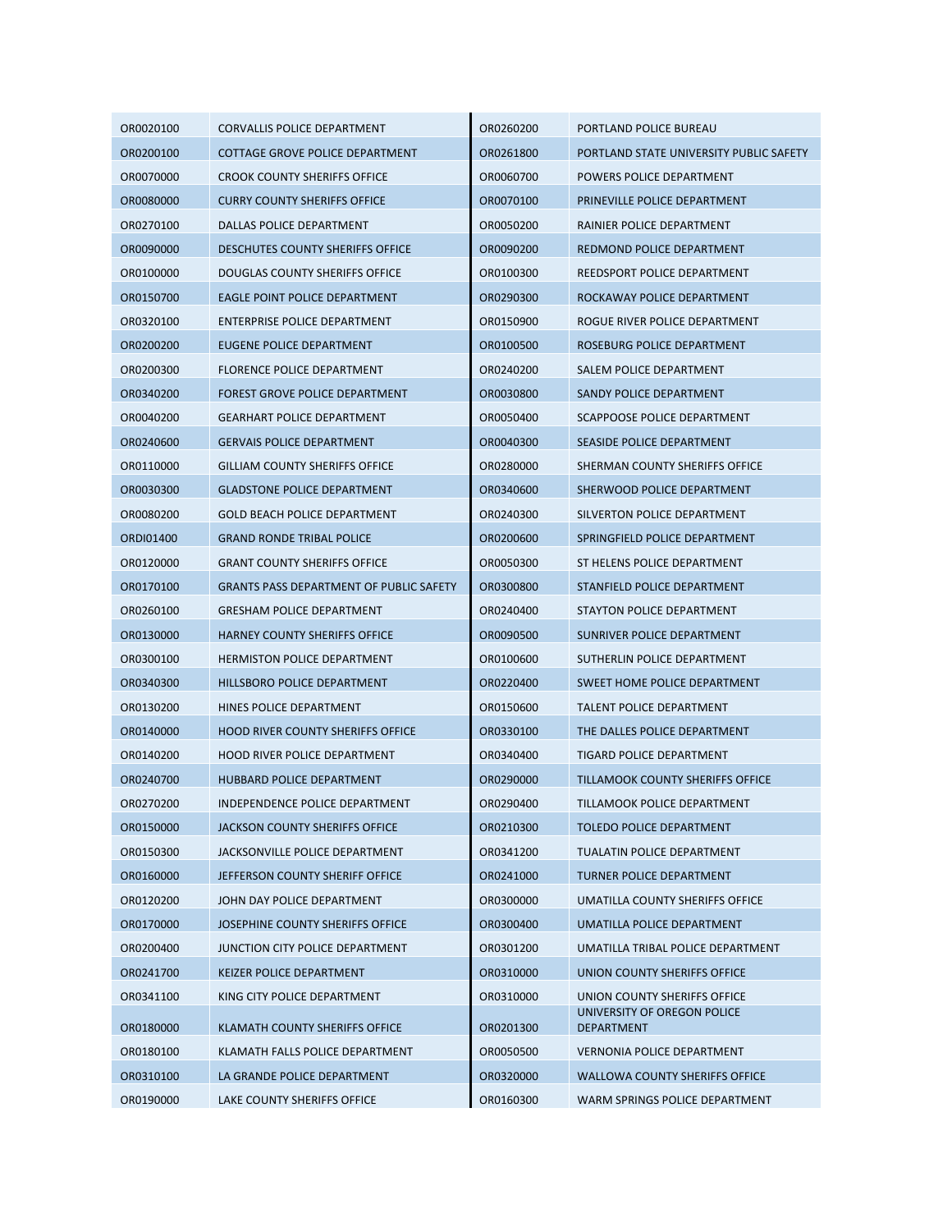| | | | |
|---|---|---|---|
| OR0020100 | CORVALLIS POLICE DEPARTMENT | OR0260200 | PORTLAND POLICE BUREAU |
| OR0200100 | COTTAGE GROVE POLICE DEPARTMENT | OR0261800 | PORTLAND STATE UNIVERSITY PUBLIC SAFETY |
| OR0070000 | CROOK COUNTY SHERIFFS OFFICE | OR0060700 | POWERS POLICE DEPARTMENT |
| OR0080000 | CURRY COUNTY SHERIFFS OFFICE | OR0070100 | PRINEVILLE POLICE DEPARTMENT |
| OR0270100 | DALLAS POLICE DEPARTMENT | OR0050200 | RAINIER POLICE DEPARTMENT |
| OR0090000 | DESCHUTES COUNTY SHERIFFS OFFICE | OR0090200 | REDMOND POLICE DEPARTMENT |
| OR0100000 | DOUGLAS COUNTY SHERIFFS OFFICE | OR0100300 | REEDSPORT POLICE DEPARTMENT |
| OR0150700 | EAGLE POINT POLICE DEPARTMENT | OR0290300 | ROCKAWAY POLICE DEPARTMENT |
| OR0320100 | ENTERPRISE POLICE DEPARTMENT | OR0150900 | ROGUE RIVER POLICE DEPARTMENT |
| OR0200200 | EUGENE POLICE DEPARTMENT | OR0100500 | ROSEBURG POLICE DEPARTMENT |
| OR0200300 | FLORENCE POLICE DEPARTMENT | OR0240200 | SALEM POLICE DEPARTMENT |
| OR0340200 | FOREST GROVE POLICE DEPARTMENT | OR0030800 | SANDY POLICE DEPARTMENT |
| OR0040200 | GEARHART POLICE DEPARTMENT | OR0050400 | SCAPPOOSE POLICE DEPARTMENT |
| OR0240600 | GERVAIS POLICE DEPARTMENT | OR0040300 | SEASIDE POLICE DEPARTMENT |
| OR0110000 | GILLIAM COUNTY SHERIFFS OFFICE | OR0280000 | SHERMAN COUNTY SHERIFFS OFFICE |
| OR0030300 | GLADSTONE POLICE DEPARTMENT | OR0340600 | SHERWOOD POLICE DEPARTMENT |
| OR0080200 | GOLD BEACH POLICE DEPARTMENT | OR0240300 | SILVERTON POLICE DEPARTMENT |
| ORDI01400 | GRAND RONDE TRIBAL POLICE | OR0200600 | SPRINGFIELD POLICE DEPARTMENT |
| OR0120000 | GRANT COUNTY SHERIFFS OFFICE | OR0050300 | ST HELENS POLICE DEPARTMENT |
| OR0170100 | GRANTS PASS DEPARTMENT OF PUBLIC SAFETY | OR0300800 | STANFIELD POLICE DEPARTMENT |
| OR0260100 | GRESHAM POLICE DEPARTMENT | OR0240400 | STAYTON POLICE DEPARTMENT |
| OR0130000 | HARNEY COUNTY SHERIFFS OFFICE | OR0090500 | SUNRIVER POLICE DEPARTMENT |
| OR0300100 | HERMISTON POLICE DEPARTMENT | OR0100600 | SUTHERLIN POLICE DEPARTMENT |
| OR0340300 | HILLSBORO POLICE DEPARTMENT | OR0220400 | SWEET HOME POLICE DEPARTMENT |
| OR0130200 | HINES POLICE DEPARTMENT | OR0150600 | TALENT POLICE DEPARTMENT |
| OR0140000 | HOOD RIVER COUNTY SHERIFFS OFFICE | OR0330100 | THE DALLES POLICE DEPARTMENT |
| OR0140200 | HOOD RIVER POLICE DEPARTMENT | OR0340400 | TIGARD POLICE DEPARTMENT |
| OR0240700 | HUBBARD POLICE DEPARTMENT | OR0290000 | TILLAMOOK COUNTY SHERIFFS OFFICE |
| OR0270200 | INDEPENDENCE POLICE DEPARTMENT | OR0290400 | TILLAMOOK POLICE DEPARTMENT |
| OR0150000 | JACKSON COUNTY SHERIFFS OFFICE | OR0210300 | TOLEDO POLICE DEPARTMENT |
| OR0150300 | JACKSONVILLE POLICE DEPARTMENT | OR0341200 | TUALATIN POLICE DEPARTMENT |
| OR0160000 | JEFFERSON COUNTY SHERIFF OFFICE | OR0241000 | TURNER POLICE DEPARTMENT |
| OR0120200 | JOHN DAY POLICE DEPARTMENT | OR0300000 | UMATILLA COUNTY SHERIFFS OFFICE |
| OR0170000 | JOSEPHINE COUNTY SHERIFFS OFFICE | OR0300400 | UMATILLA POLICE DEPARTMENT |
| OR0200400 | JUNCTION CITY POLICE DEPARTMENT | OR0301200 | UMATILLA TRIBAL POLICE DEPARTMENT |
| OR0241700 | KEIZER POLICE DEPARTMENT | OR0310000 | UNION COUNTY SHERIFFS OFFICE |
| OR0341100 | KING CITY POLICE DEPARTMENT | OR0310000 | UNION COUNTY SHERIFFS OFFICE |
| OR0180000 | KLAMATH COUNTY SHERIFFS OFFICE | OR0201300 | UNIVERSITY OF OREGON POLICE DEPARTMENT |
| OR0180100 | KLAMATH FALLS POLICE DEPARTMENT | OR0050500 | VERNONIA POLICE DEPARTMENT |
| OR0310100 | LA GRANDE POLICE DEPARTMENT | OR0320000 | WALLOWA COUNTY SHERIFFS OFFICE |
| OR0190000 | LAKE COUNTY SHERIFFS OFFICE | OR0160300 | WARM SPRINGS POLICE DEPARTMENT |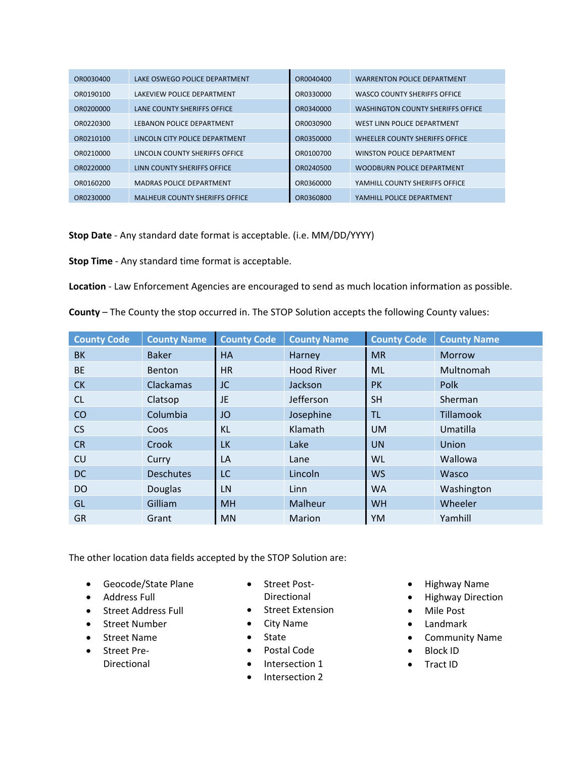| | | | |
|---|---|---|---|
| OR0030400 | LAKE OSWEGO POLICE DEPARTMENT | OR0040400 | WARRENTON POLICE DEPARTMENT |
| OR0190100 | LAKEVIEW POLICE DEPARTMENT | OR0330000 | WASCO COUNTY SHERIFFS OFFICE |
| OR0200000 | LANE COUNTY SHERIFFS OFFICE | OR0340000 | WASHINGTON COUNTY SHERIFFS OFFICE |
| OR0220300 | LEBANON POLICE DEPARTMENT | OR0030900 | WEST LINN POLICE DEPARTMENT |
| OR0210100 | LINCOLN CITY POLICE DEPARTMENT | OR0350000 | WHEELER COUNTY SHERIFFS OFFICE |
| OR0210000 | LINCOLN COUNTY SHERIFFS OFFICE | OR0100700 | WINSTON POLICE DEPARTMENT |
| OR0220000 | LINN COUNTY SHERIFFS OFFICE | OR0240500 | WOODBURN POLICE DEPARTMENT |
| OR0160200 | MADRAS POLICE DEPARTMENT | OR0360000 | YAMHILL COUNTY SHERIFFS OFFICE |
| OR0230000 | MALHEUR COUNTY SHERIFFS OFFICE | OR0360800 | YAMHILL POLICE DEPARTMENT |

**Stop Date** - Any standard date format is acceptable. (i.e. MM/DD/YYYY)

**Stop Time** - Any standard time format is acceptable.

**Location** - Law Enforcement Agencies are encouraged to send as much location information as possible.

**County** – The County the stop occurred in. The STOP Solution accepts the following County values:

| County Code | County Name | County Code | County Name | County Code | County Name |
|---|---|---|---|---|---|
| BK | Baker | HA | Harney | MR | Morrow |
| BE | Benton | HR | Hood River | ML | Multnomah |
| CK | Clackamas | JC | Jackson | PK | Polk |
| CL | Clatsop | JE | Jefferson | SH | Sherman |
| CO | Columbia | JO | Josephine | TL | Tillamook |
| CS | Coos | KL | Klamath | UM | Umatilla |
| CR | Crook | LK | Lake | UN | Union |
| CU | Curry | LA | Lane | WL | Wallowa |
| DC | Deschutes | LC | Lincoln | WS | Wasco |
| DO | Douglas | LN | Linn | WA | Washington |
| GL | Gilliam | MH | Malheur | WH | Wheeler |
| GR | Grant | MN | Marion | YM | Yamhill |

The other location data fields accepted by the STOP Solution are:

- Geocode/State Plane
- Address Full
- Street Address Full
- Street Number
- Street Name
- Street Pre-Directional
- Street Post-Directional
- Street Extension
- City Name
- State
- Postal Code
- Intersection 1
- Intersection 2
- Highway Name
- Highway Direction
- Mile Post
- Landmark
- Community Name
- Block ID
- Tract ID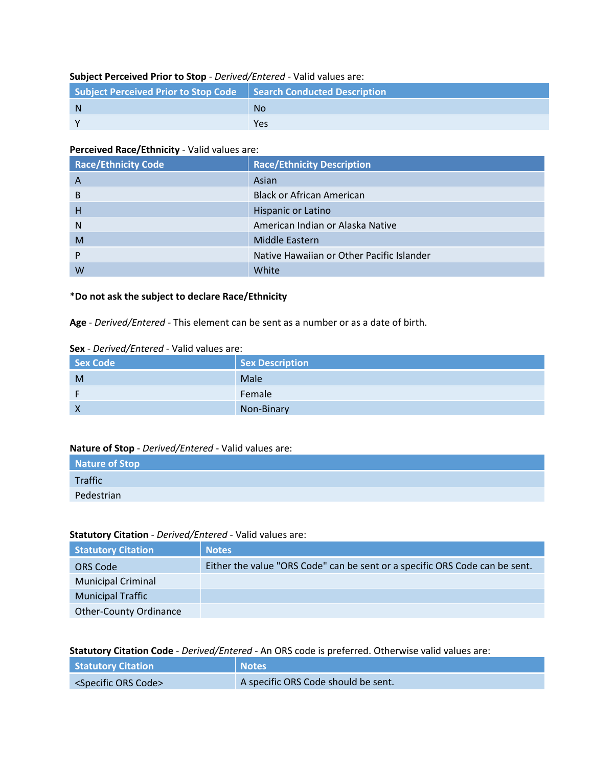**Subject Perceived Prior to Stop** - *Derived/Entered* - Valid values are:

| Subject Perceived Prior to Stop Code | Search Conducted Description |
|---|---|
| N | No |
| Y | Yes |

**Perceived Race/Ethnicity** - Valid values are:

| Race/Ethnicity Code | Race/Ethnicity Description |
|---|---|
| A | Asian |
| B | Black or African American |
| H | Hispanic or Latino |
| N | American Indian or Alaska Native |
| M | Middle Eastern |
| P | Native Hawaiian or Other Pacific Islander |
| W | White |

*Do not ask the subject to declare Race/Ethnicity**

**Age** - *Derived/Entered* - This element can be sent as a number or as a date of birth.

**Sex** - *Derived/Entered* - Valid values are:

| Sex Code | Sex Description |
|---|---|
| M | Male |
| F | Female |
| X | Non-Binary |

**Nature of Stop** - *Derived/Entered* - Valid values are:

| Nature of Stop |
|---|
| Traffic |
| Pedestrian |

**Statutory Citation** - *Derived/Entered* - Valid values are:

| Statutory Citation | Notes |
|---|---|
| ORS Code | Either the value "ORS Code" can be sent or a specific ORS Code can be sent. |
| Municipal Criminal | |
| Municipal Traffic | |
| Other-County Ordinance | |

**Statutory Citation Code** - *Derived/Entered* - An ORS code is preferred. Otherwise valid values are:

| Statutory Citation | Notes |
|---|---|
| <Specific ORS Code> | A specific ORS Code should be sent. |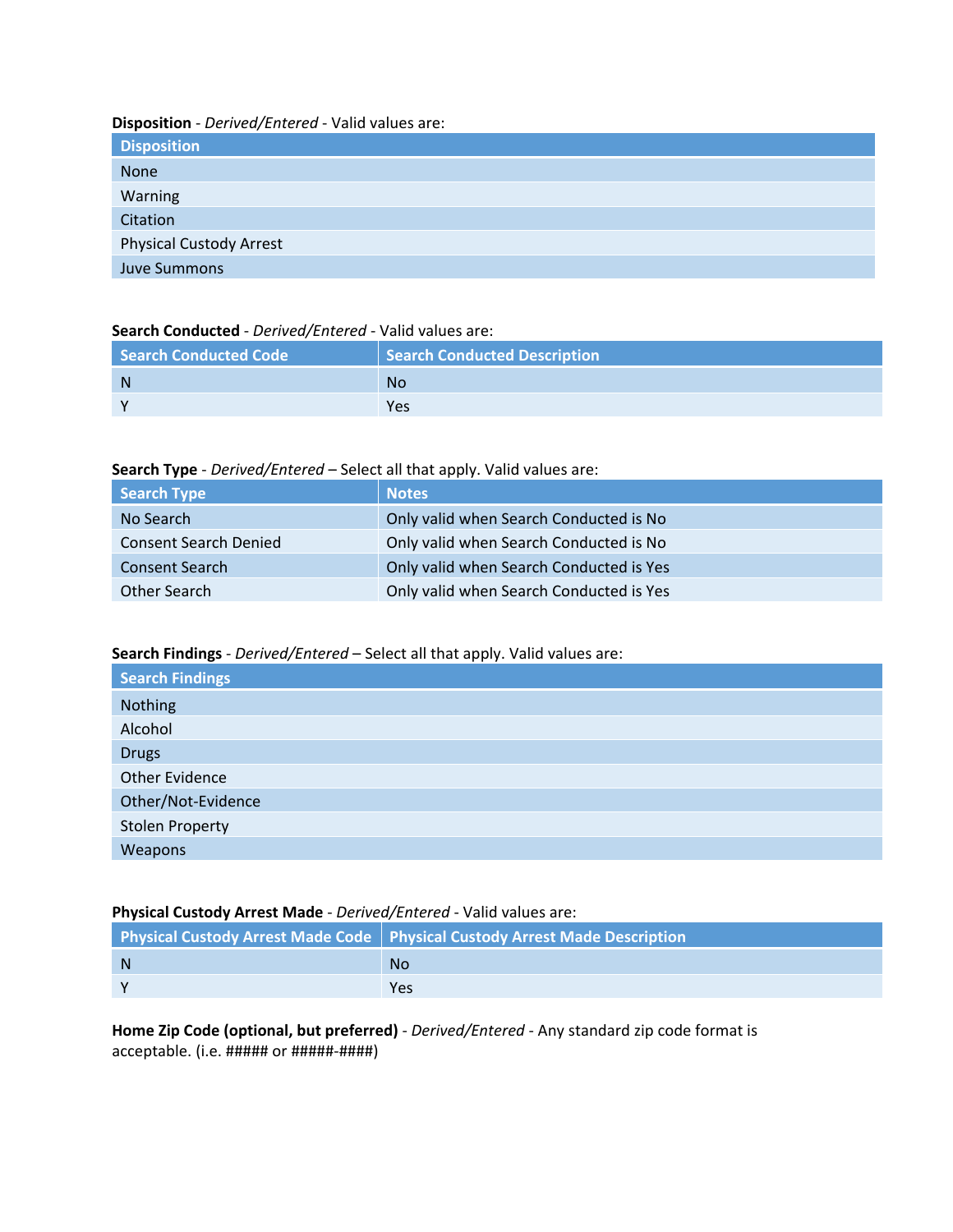**Disposition** - *Derived/Entered* - Valid values are:

| Disposition |
| --- |
| None |
| Warning |
| Citation |
| Physical Custody Arrest |
| Juve Summons |

**Search Conducted** - *Derived/Entered* - Valid values are:

| Search Conducted Code | Search Conducted Description |
| --- | --- |
| N | No |
| Y | Yes |

**Search Type** - *Derived/Entered* – Select all that apply. Valid values are:

| Search Type | Notes |
| --- | --- |
| No Search | Only valid when Search Conducted is No |
| Consent Search Denied | Only valid when Search Conducted is No |
| Consent Search | Only valid when Search Conducted is Yes |
| Other Search | Only valid when Search Conducted is Yes |

**Search Findings** - *Derived/Entered* – Select all that apply. Valid values are:

| Search Findings |
| --- |
| Nothing |
| Alcohol |
| Drugs |
| Other Evidence |
| Other/Not-Evidence |
| Stolen Property |
| Weapons |

**Physical Custody Arrest Made** - *Derived/Entered* - Valid values are:

| Physical Custody Arrest Made Code | Physical Custody Arrest Made Description |
| --- | --- |
| N | No |
| Y | Yes |

**Home Zip Code (optional, but preferred)** - *Derived/Entered* - Any standard zip code format is acceptable. (i.e. ##### or #####-####)